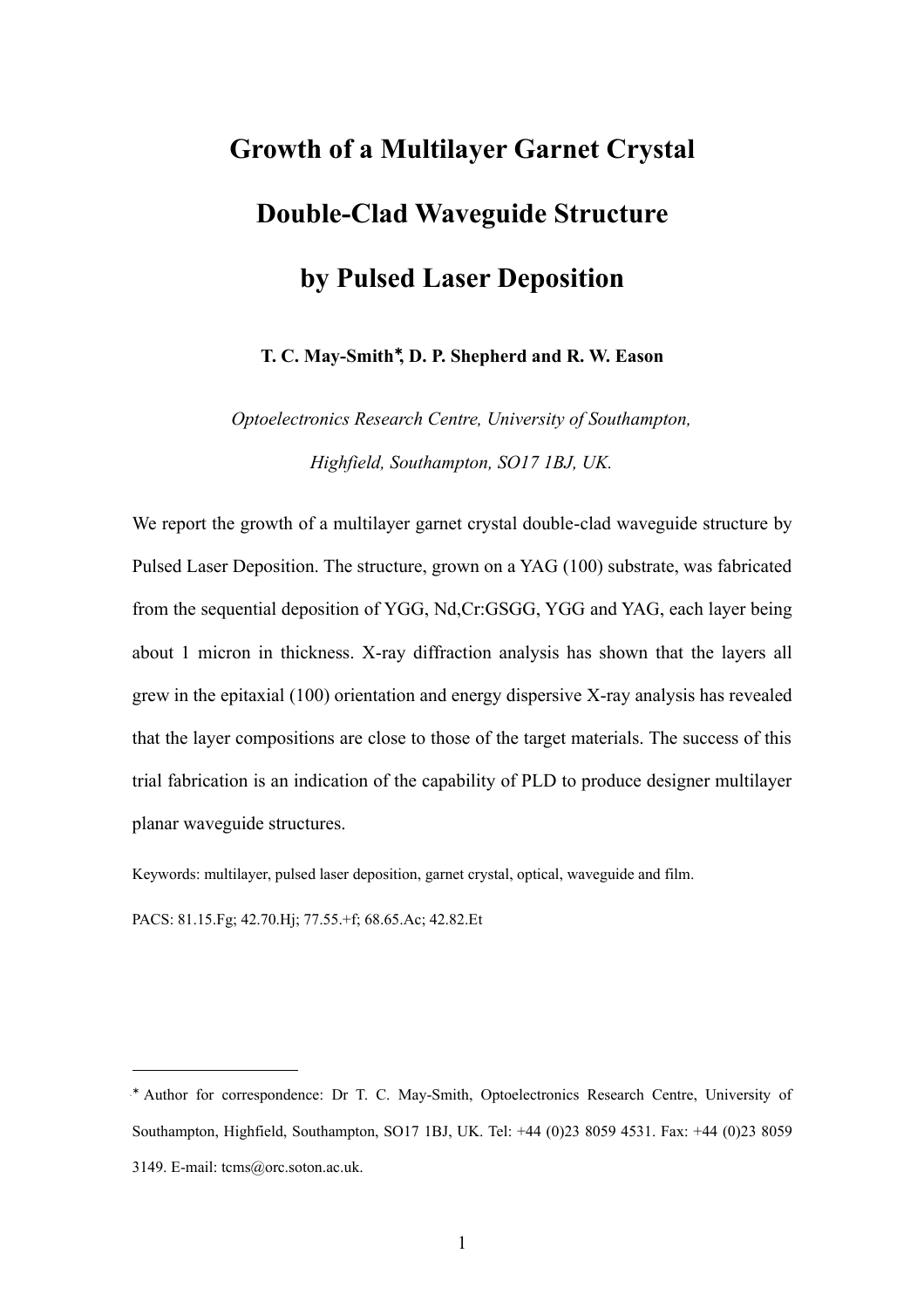# Growth of a Multilayer Garnet Crystal Double-Clad Waveguide Structure by Pulsed Laser Deposition

**T. C. May-Smith*, D. P. Shepherd and R. W. Eason**

*Optoelectronics Research Centre, University of Southampton, Highfield, Southampton, SO17 1BJ, UK.*

We report the growth of a multilayer garnet crystal double-clad waveguide structure by Pulsed Laser Deposition. The structure, grown on a YAG (100) substrate, was fabricated from the sequential deposition of YGG, Nd,Cr:GSGG, YGG and YAG, each layer being about 1 micron in thickness. X-ray diffraction analysis has shown that the layers all grew in the epitaxial (100) orientation and energy dispersive X-ray analysis has revealed that the layer compositions are close to those of the target materials. The success of this trial fabrication is an indication of the capability of PLD to produce designer multilayer planar waveguide structures.

Keywords: multilayer, pulsed laser deposition, garnet crystal, optical, waveguide and film.

PACS: 81.15.Fg; 42.70.Hj; 77.55.+f; 68.65.Ac; 42.82.Et

---

\* Author for correspondence: Dr T. C. May-Smith, Optoelectronics Research Centre, University of Southampton, Highfield, Southampton, SO17 1BJ, UK. Tel: +44 (0)23 8059 4531. Fax: +44 (0)23 8059 3149. E-mail: tcms@orc.soton.ac.uk.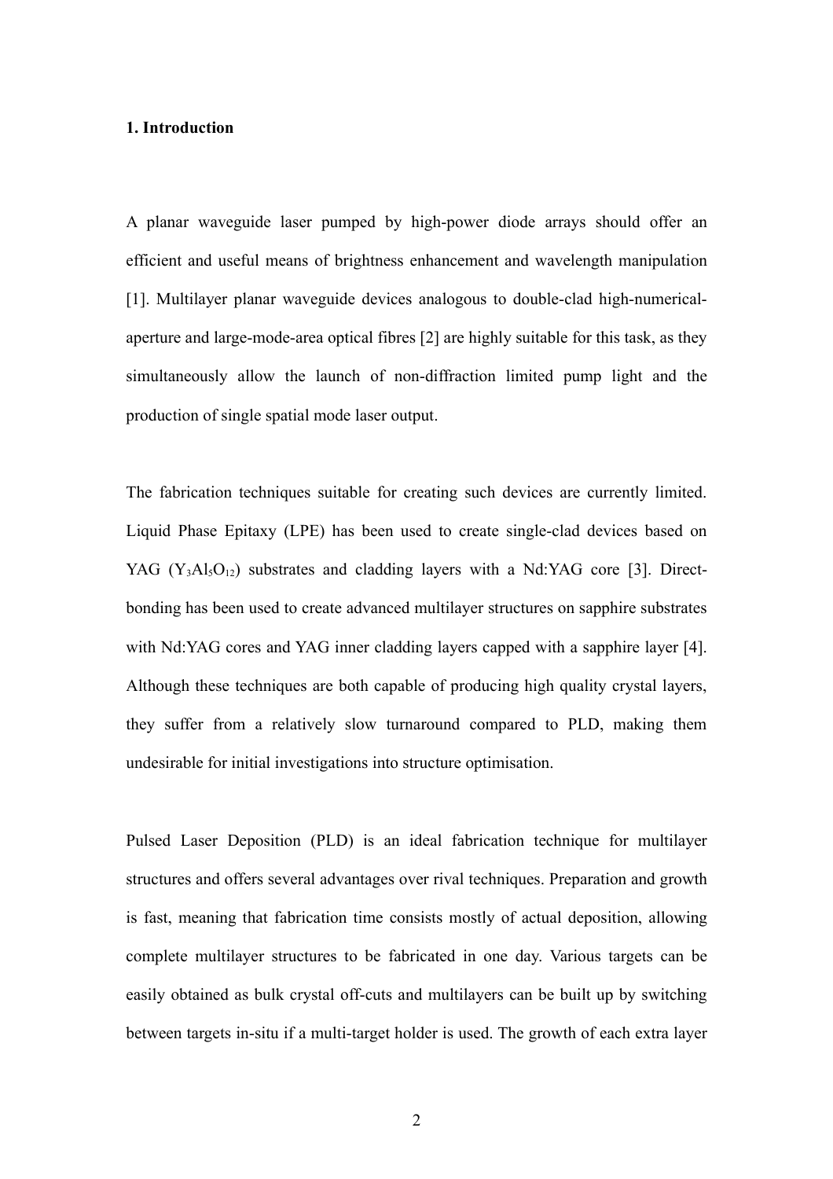## 1. Introduction

A planar waveguide laser pumped by high-power diode arrays should offer an efficient and useful means of brightness enhancement and wavelength manipulation [1]. Multilayer planar waveguide devices analogous to double-clad high-numerical-aperture and large-mode-area optical fibres [2] are highly suitable for this task, as they simultaneously allow the launch of non-diffraction limited pump light and the production of single spatial mode laser output.

The fabrication techniques suitable for creating such devices are currently limited. Liquid Phase Epitaxy (LPE) has been used to create single-clad devices based on YAG ($Y_3Al_5O_{12}$) substrates and cladding layers with a Nd:YAG core [3]. Direct-bonding has been used to create advanced multilayer structures on sapphire substrates with Nd:YAG cores and YAG inner cladding layers capped with a sapphire layer [4]. Although these techniques are both capable of producing high quality crystal layers, they suffer from a relatively slow turnaround compared to PLD, making them undesirable for initial investigations into structure optimisation.

Pulsed Laser Deposition (PLD) is an ideal fabrication technique for multilayer structures and offers several advantages over rival techniques. Preparation and growth is fast, meaning that fabrication time consists mostly of actual deposition, allowing complete multilayer structures to be fabricated in one day. Various targets can be easily obtained as bulk crystal off-cuts and multilayers can be built up by switching between targets in-situ if a multi-target holder is used. The growth of each extra layer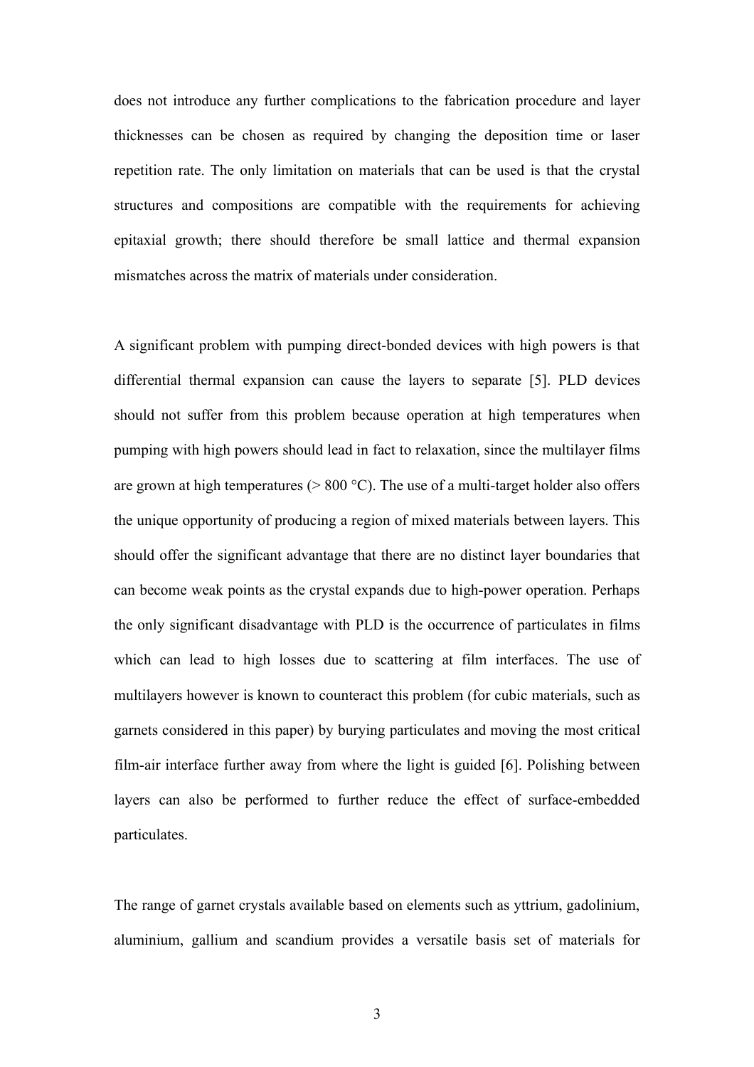does not introduce any further complications to the fabrication procedure and layer thicknesses can be chosen as required by changing the deposition time or laser repetition rate. The only limitation on materials that can be used is that the crystal structures and compositions are compatible with the requirements for achieving epitaxial growth; there should therefore be small lattice and thermal expansion mismatches across the matrix of materials under consideration.

A significant problem with pumping direct-bonded devices with high powers is that differential thermal expansion can cause the layers to separate [5]. PLD devices should not suffer from this problem because operation at high temperatures when pumping with high powers should lead in fact to relaxation, since the multilayer films are grown at high temperatures (> 800 °C). The use of a multi-target holder also offers the unique opportunity of producing a region of mixed materials between layers. This should offer the significant advantage that there are no distinct layer boundaries that can become weak points as the crystal expands due to high-power operation. Perhaps the only significant disadvantage with PLD is the occurrence of particulates in films which can lead to high losses due to scattering at film interfaces. The use of multilayers however is known to counteract this problem (for cubic materials, such as garnets considered in this paper) by burying particulates and moving the most critical film-air interface further away from where the light is guided [6]. Polishing between layers can also be performed to further reduce the effect of surface-embedded particulates.

The range of garnet crystals available based on elements such as yttrium, gadolinium, aluminium, gallium and scandium provides a versatile basis set of materials for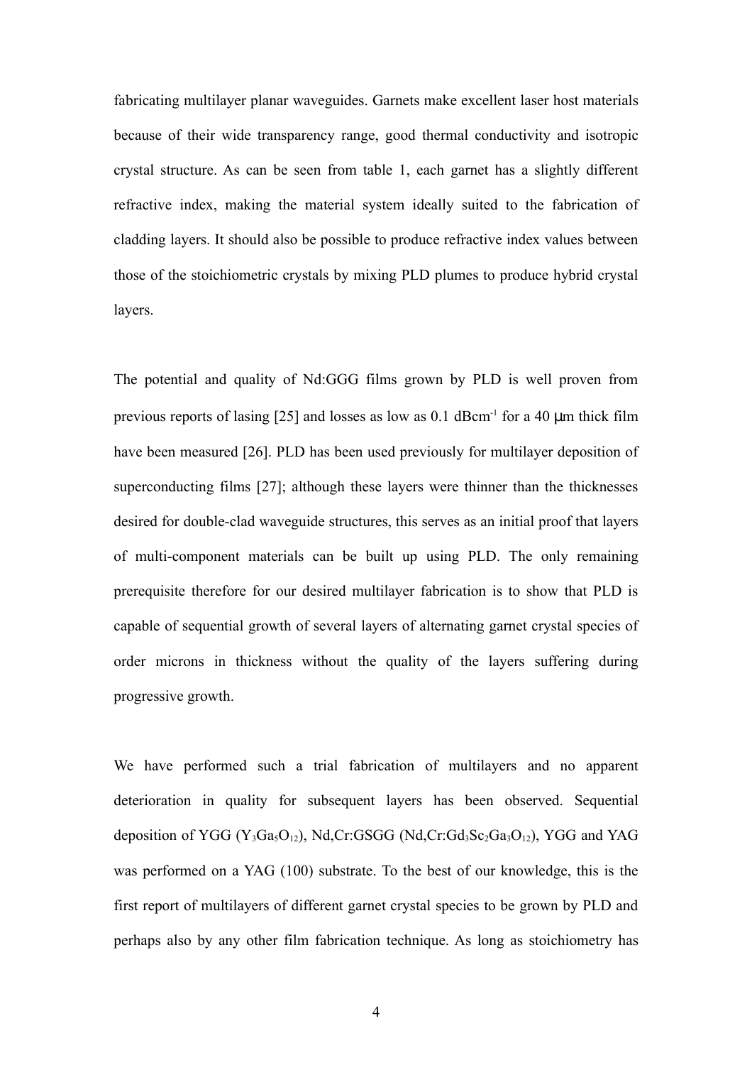fabricating multilayer planar waveguides. Garnets make excellent laser host materials because of their wide transparency range, good thermal conductivity and isotropic crystal structure. As can be seen from table 1, each garnet has a slightly different refractive index, making the material system ideally suited to the fabrication of cladding layers. It should also be possible to produce refractive index values between those of the stoichiometric crystals by mixing PLD plumes to produce hybrid crystal layers.

The potential and quality of Nd:GGG films grown by PLD is well proven from previous reports of lasing [25] and losses as low as 0.1 $dBcm^{-1}$ for a 40 μm thick film have been measured [26]. PLD has been used previously for multilayer deposition of superconducting films [27]; although these layers were thinner than the thicknesses desired for double-clad waveguide structures, this serves as an initial proof that layers of multi-component materials can be built up using PLD. The only remaining prerequisite therefore for our desired multilayer fabrication is to show that PLD is capable of sequential growth of several layers of alternating garnet crystal species of order microns in thickness without the quality of the layers suffering during progressive growth.

We have performed such a trial fabrication of multilayers and no apparent deterioration in quality for subsequent layers has been observed. Sequential deposition of YGG ($Y_3Ga_5O_{12}$), Nd,Cr:GSGG (Nd,Cr:$Gd_3Sc_2Ga_3O_{12}$), YGG and YAG was performed on a YAG (100) substrate. To the best of our knowledge, this is the first report of multilayers of different garnet crystal species to be grown by PLD and perhaps also by any other film fabrication technique. As long as stoichiometry has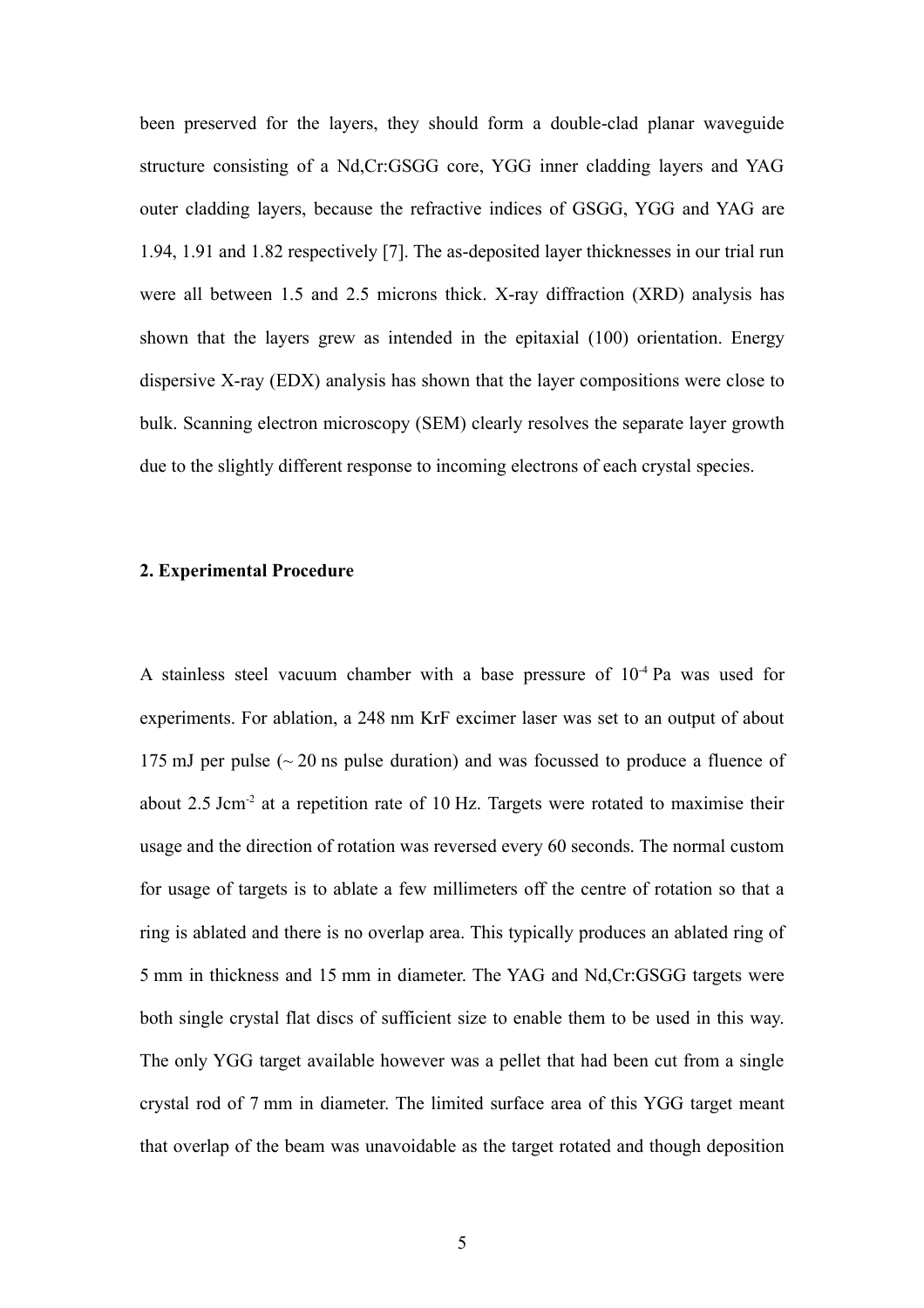been preserved for the layers, they should form a double-clad planar waveguide structure consisting of a Nd,Cr:GSGG core, YGG inner cladding layers and YAG outer cladding layers, because the refractive indices of GSGG, YGG and YAG are 1.94, 1.91 and 1.82 respectively [7]. The as-deposited layer thicknesses in our trial run were all between 1.5 and 2.5 microns thick. X-ray diffraction (XRD) analysis has shown that the layers grew as intended in the epitaxial (100) orientation. Energy dispersive X-ray (EDX) analysis has shown that the layer compositions were close to bulk. Scanning electron microscopy (SEM) clearly resolves the separate layer growth due to the slightly different response to incoming electrons of each crystal species.

**2. Experimental Procedure**

A stainless steel vacuum chamber with a base pressure of $10^{-4}$ Pa was used for experiments. For ablation, a 248 nm KrF excimer laser was set to an output of about 175 mJ per pulse (~ 20 ns pulse duration) and was focussed to produce a fluence of about 2.5 $Jcm^{-2}$ at a repetition rate of 10 Hz. Targets were rotated to maximise their usage and the direction of rotation was reversed every 60 seconds. The normal custom for usage of targets is to ablate a few millimeters off the centre of rotation so that a ring is ablated and there is no overlap area. This typically produces an ablated ring of 5 mm in thickness and 15 mm in diameter. The YAG and Nd,Cr:GSGG targets were both single crystal flat discs of sufficient size to enable them to be used in this way. The only YGG target available however was a pellet that had been cut from a single crystal rod of 7 mm in diameter. The limited surface area of this YGG target meant that overlap of the beam was unavoidable as the target rotated and though deposition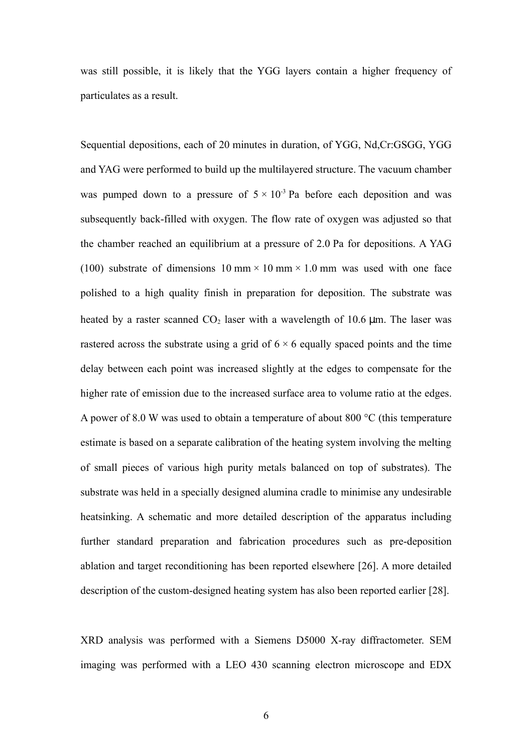was still possible, it is likely that the YGG layers contain a higher frequency of particulates as a result.

Sequential depositions, each of 20 minutes in duration, of YGG, Nd,Cr:GSGG, YGG and YAG were performed to build up the multilayered structure. The vacuum chamber was pumped down to a pressure of $5 \times 10^{-3}$ Pa before each deposition and was subsequently back-filled with oxygen. The flow rate of oxygen was adjusted so that the chamber reached an equilibrium at a pressure of 2.0 Pa for depositions. A YAG (100) substrate of dimensions 10 mm × 10 mm × 1.0 mm was used with one face polished to a high quality finish in preparation for deposition. The substrate was heated by a raster scanned $CO_2$ laser with a wavelength of 10.6 μm. The laser was rastered across the substrate using a grid of 6 × 6 equally spaced points and the time delay between each point was increased slightly at the edges to compensate for the higher rate of emission due to the increased surface area to volume ratio at the edges. A power of 8.0 W was used to obtain a temperature of about 800 °C (this temperature estimate is based on a separate calibration of the heating system involving the melting of small pieces of various high purity metals balanced on top of substrates). The substrate was held in a specially designed alumina cradle to minimise any undesirable heatsinking. A schematic and more detailed description of the apparatus including further standard preparation and fabrication procedures such as pre-deposition ablation and target reconditioning has been reported elsewhere [26]. A more detailed description of the custom-designed heating system has also been reported earlier [28].

XRD analysis was performed with a Siemens D5000 X-ray diffractometer. SEM imaging was performed with a LEO 430 scanning electron microscope and EDX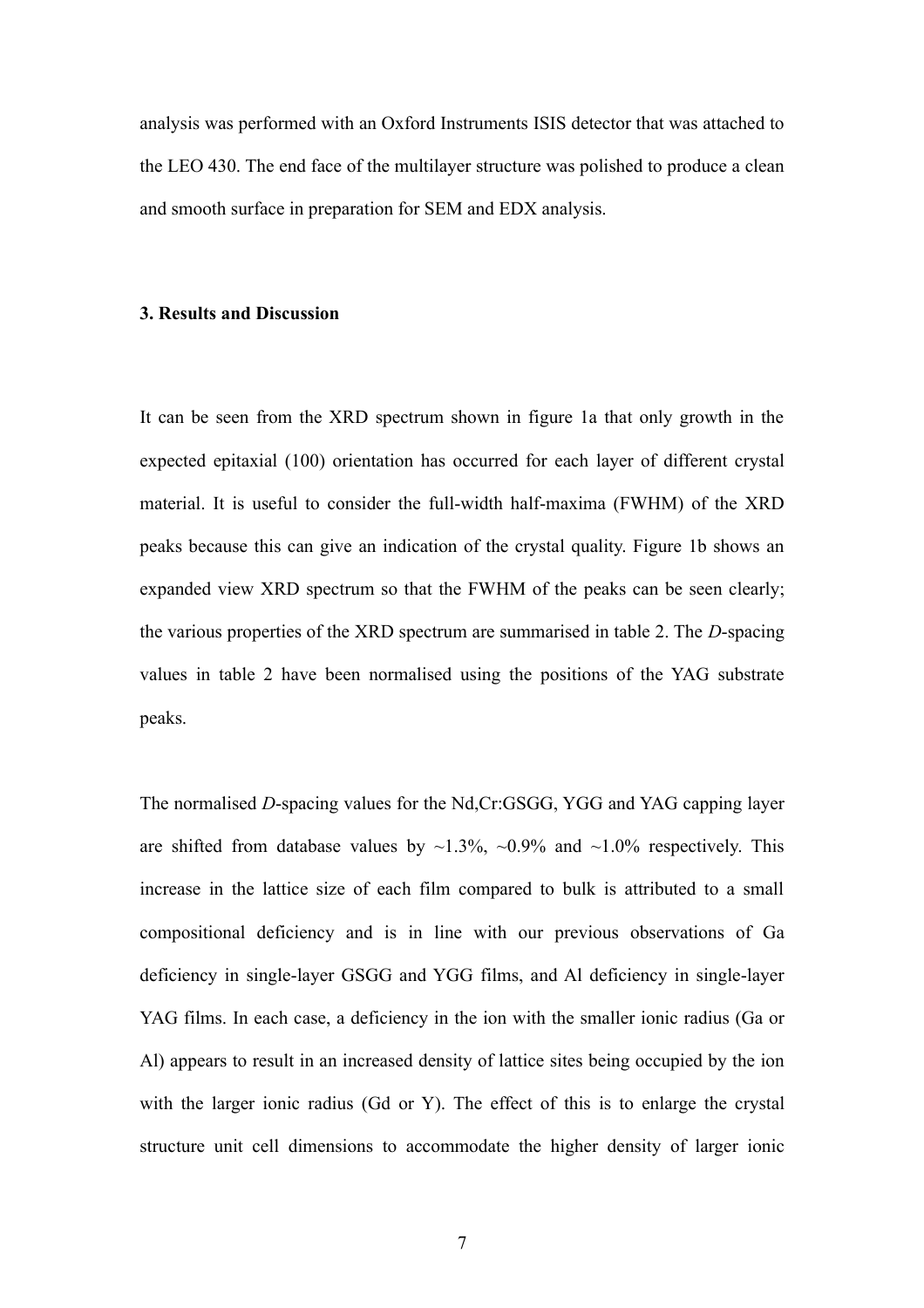analysis was performed with an Oxford Instruments ISIS detector that was attached to the LEO 430. The end face of the multilayer structure was polished to produce a clean and smooth surface in preparation for SEM and EDX analysis.

## 3. Results and Discussion

It can be seen from the XRD spectrum shown in figure 1a that only growth in the expected epitaxial (100) orientation has occurred for each layer of different crystal material. It is useful to consider the full-width half-maxima (FWHM) of the XRD peaks because this can give an indication of the crystal quality. Figure 1b shows an expanded view XRD spectrum so that the FWHM of the peaks can be seen clearly; the various properties of the XRD spectrum are summarised in table 2. The *D*-spacing values in table 2 have been normalised using the positions of the YAG substrate peaks.

The normalised *D*-spacing values for the Nd,Cr:GSGG, YGG and YAG capping layer are shifted from database values by ~1.3%, ~0.9% and ~1.0% respectively. This increase in the lattice size of each film compared to bulk is attributed to a small compositional deficiency and is in line with our previous observations of Ga deficiency in single-layer GSGG and YGG films, and Al deficiency in single-layer YAG films. In each case, a deficiency in the ion with the smaller ionic radius (Ga or Al) appears to result in an increased density of lattice sites being occupied by the ion with the larger ionic radius (Gd or Y). The effect of this is to enlarge the crystal structure unit cell dimensions to accommodate the higher density of larger ionic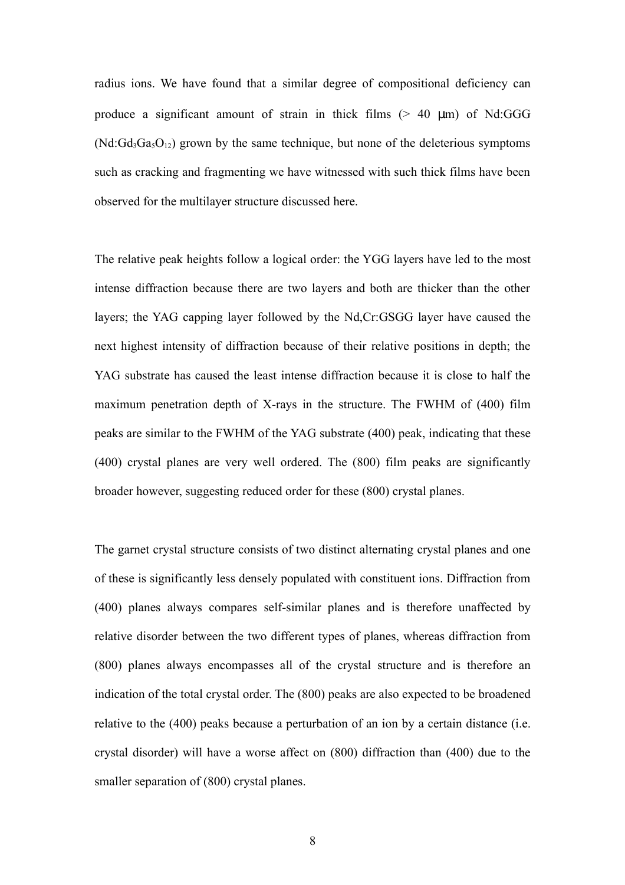radius ions. We have found that a similar degree of compositional deficiency can produce a significant amount of strain in thick films (> 40 μm) of Nd:GGG (Nd:$Gd_3Ga_5O_{12}$) grown by the same technique, but none of the deleterious symptoms such as cracking and fragmenting we have witnessed with such thick films have been observed for the multilayer structure discussed here.

The relative peak heights follow a logical order: the YGG layers have led to the most intense diffraction because there are two layers and both are thicker than the other layers; the YAG capping layer followed by the Nd,Cr:GSGG layer have caused the next highest intensity of diffraction because of their relative positions in depth; the YAG substrate has caused the least intense diffraction because it is close to half the maximum penetration depth of X-rays in the structure. The FWHM of (400) film peaks are similar to the FWHM of the YAG substrate (400) peak, indicating that these (400) crystal planes are very well ordered. The (800) film peaks are significantly broader however, suggesting reduced order for these (800) crystal planes.

The garnet crystal structure consists of two distinct alternating crystal planes and one of these is significantly less densely populated with constituent ions. Diffraction from (400) planes always compares self-similar planes and is therefore unaffected by relative disorder between the two different types of planes, whereas diffraction from (800) planes always encompasses all of the crystal structure and is therefore an indication of the total crystal order. The (800) peaks are also expected to be broadened relative to the (400) peaks because a perturbation of an ion by a certain distance (i.e. crystal disorder) will have a worse affect on (800) diffraction than (400) due to the smaller separation of (800) crystal planes.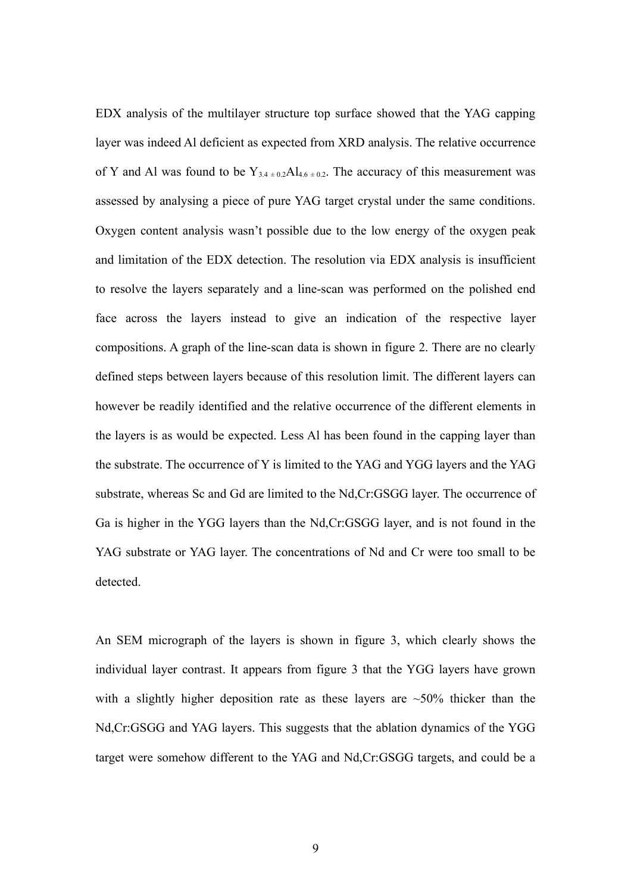EDX analysis of the multilayer structure top surface showed that the YAG capping layer was indeed Al deficient as expected from XRD analysis. The relative occurrence of Y and Al was found to be $Y_{3.4 \pm 0.2}Al_{4.6 \pm 0.2}$. The accuracy of this measurement was assessed by analysing a piece of pure YAG target crystal under the same conditions. Oxygen content analysis wasn't possible due to the low energy of the oxygen peak and limitation of the EDX detection. The resolution via EDX analysis is insufficient to resolve the layers separately and a line-scan was performed on the polished end face across the layers instead to give an indication of the respective layer compositions. A graph of the line-scan data is shown in figure 2. There are no clearly defined steps between layers because of this resolution limit. The different layers can however be readily identified and the relative occurrence of the different elements in the layers is as would be expected. Less Al has been found in the capping layer than the substrate. The occurrence of Y is limited to the YAG and YGG layers and the YAG substrate, whereas Sc and Gd are limited to the Nd,Cr:GSGG layer. The occurrence of Ga is higher in the YGG layers than the Nd,Cr:GSGG layer, and is not found in the YAG substrate or YAG layer. The concentrations of Nd and Cr were too small to be detected.

An SEM micrograph of the layers is shown in figure 3, which clearly shows the individual layer contrast. It appears from figure 3 that the YGG layers have grown with a slightly higher deposition rate as these layers are ~50% thicker than the Nd,Cr:GSGG and YAG layers. This suggests that the ablation dynamics of the YGG target were somehow different to the YAG and Nd,Cr:GSGG targets, and could be a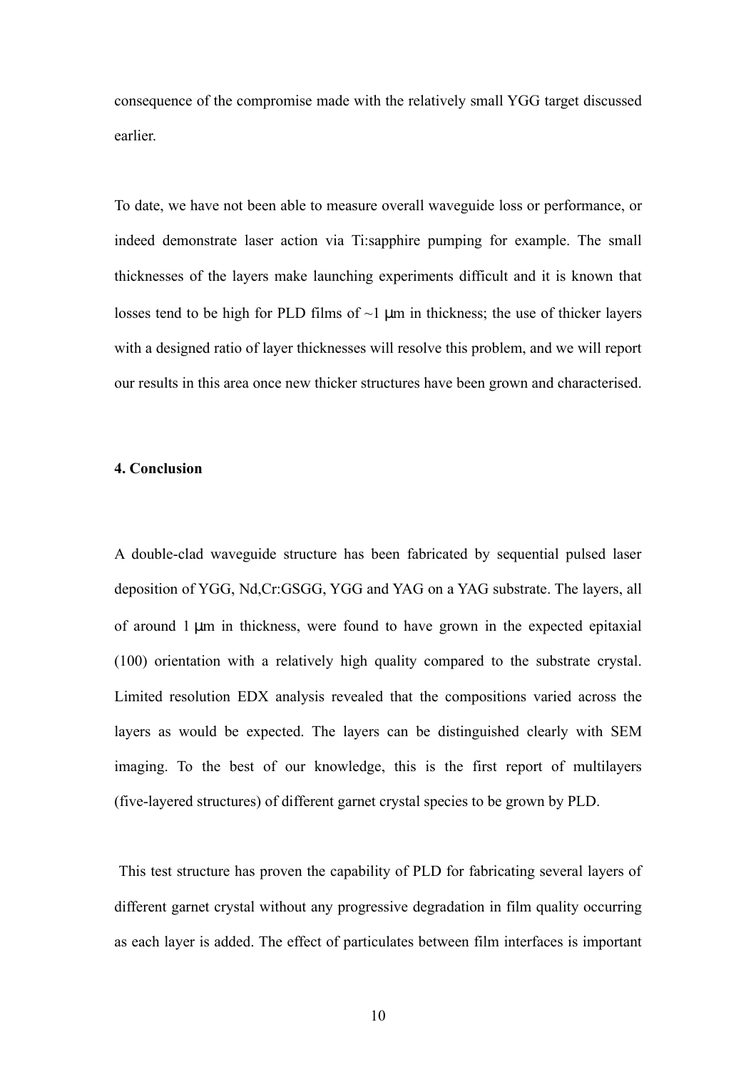consequence of the compromise made with the relatively small YGG target discussed earlier.

To date, we have not been able to measure overall waveguide loss or performance, or indeed demonstrate laser action via Ti:sapphire pumping for example. The small thicknesses of the layers make launching experiments difficult and it is known that losses tend to be high for PLD films of ~1 μm in thickness; the use of thicker layers with a designed ratio of layer thicknesses will resolve this problem, and we will report our results in this area once new thicker structures have been grown and characterised.

**4. Conclusion**

A double-clad waveguide structure has been fabricated by sequential pulsed laser deposition of YGG, Nd,Cr:GSGG, YGG and YAG on a YAG substrate. The layers, all of around 1 μm in thickness, were found to have grown in the expected epitaxial (100) orientation with a relatively high quality compared to the substrate crystal. Limited resolution EDX analysis revealed that the compositions varied across the layers as would be expected. The layers can be distinguished clearly with SEM imaging. To the best of our knowledge, this is the first report of multilayers (five-layered structures) of different garnet crystal species to be grown by PLD.

This test structure has proven the capability of PLD for fabricating several layers of different garnet crystal without any progressive degradation in film quality occurring as each layer is added. The effect of particulates between film interfaces is important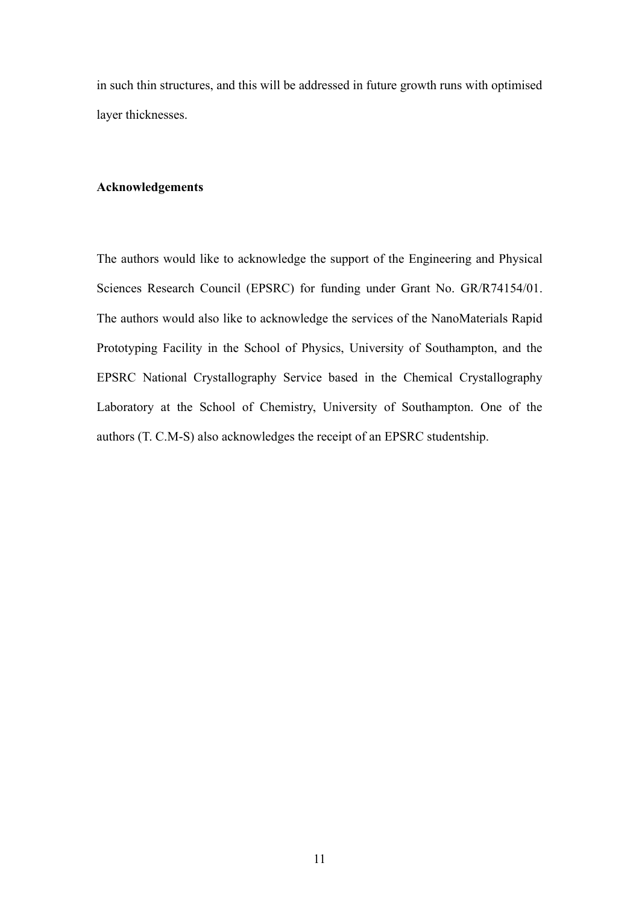in such thin structures, and this will be addressed in future growth runs with optimised layer thicknesses.

**Acknowledgements**

The authors would like to acknowledge the support of the Engineering and Physical Sciences Research Council (EPSRC) for funding under Grant No. GR/R74154/01. The authors would also like to acknowledge the services of the NanoMaterials Rapid Prototyping Facility in the School of Physics, University of Southampton, and the EPSRC National Crystallography Service based in the Chemical Crystallography Laboratory at the School of Chemistry, University of Southampton. One of the authors (T. C.M-S) also acknowledges the receipt of an EPSRC studentship.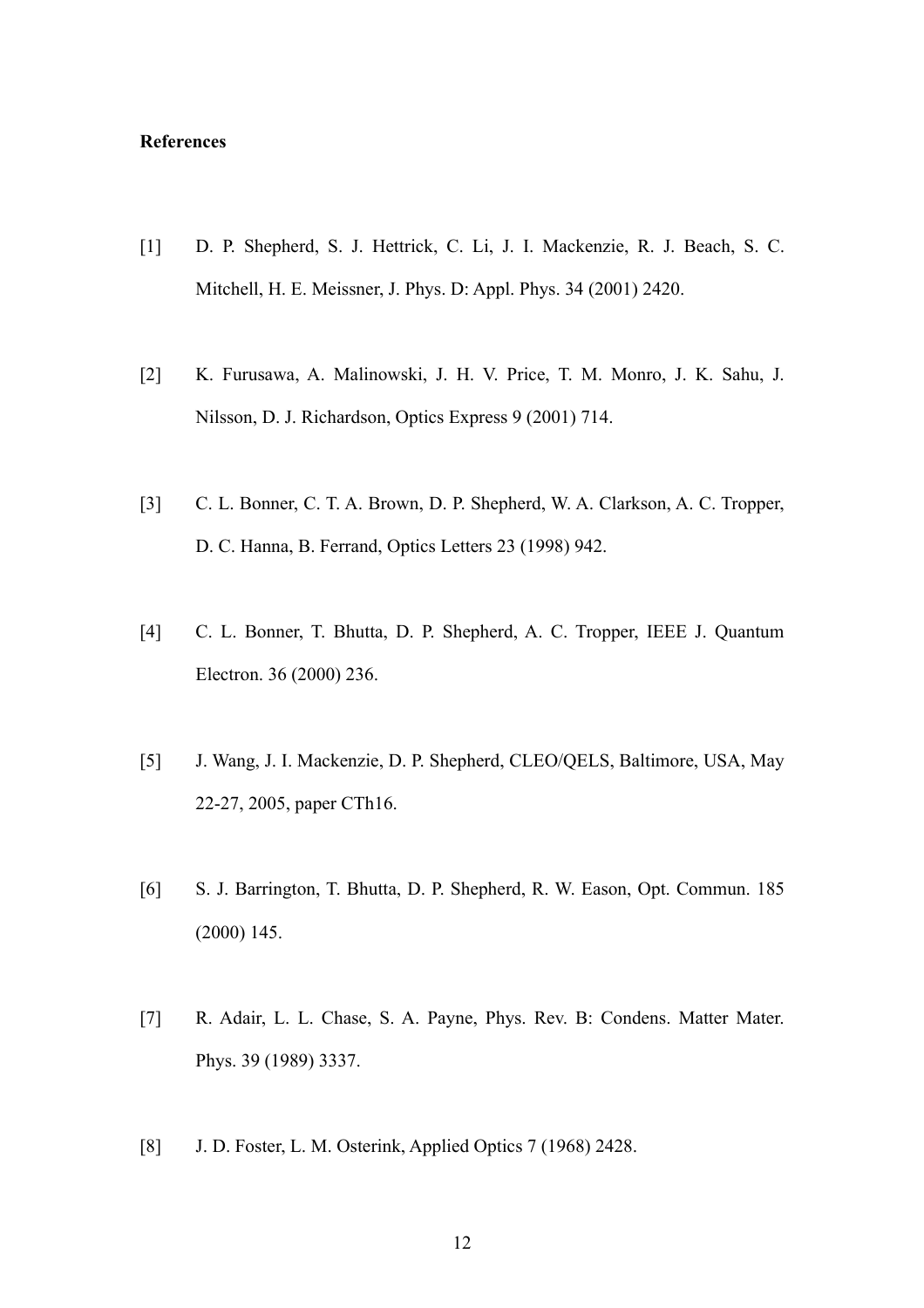**References**

[1] D. P. Shepherd, S. J. Hettrick, C. Li, J. I. Mackenzie, R. J. Beach, S. C. Mitchell, H. E. Meissner, J. Phys. D: Appl. Phys. 34 (2001) 2420.

[2] K. Furusawa, A. Malinowski, J. H. V. Price, T. M. Monro, J. K. Sahu, J. Nilsson, D. J. Richardson, Optics Express 9 (2001) 714.

[3] C. L. Bonner, C. T. A. Brown, D. P. Shepherd, W. A. Clarkson, A. C. Tropper, D. C. Hanna, B. Ferrand, Optics Letters 23 (1998) 942.

[4] C. L. Bonner, T. Bhutta, D. P. Shepherd, A. C. Tropper, IEEE J. Quantum Electron. 36 (2000) 236.

[5] J. Wang, J. I. Mackenzie, D. P. Shepherd, CLEO/QELS, Baltimore, USA, May 22-27, 2005, paper CTh16.

[6] S. J. Barrington, T. Bhutta, D. P. Shepherd, R. W. Eason, Opt. Commun. 185 (2000) 145.

[7] R. Adair, L. L. Chase, S. A. Payne, Phys. Rev. B: Condens. Matter Mater. Phys. 39 (1989) 3337.

[8] J. D. Foster, L. M. Osterink, Applied Optics 7 (1968) 2428.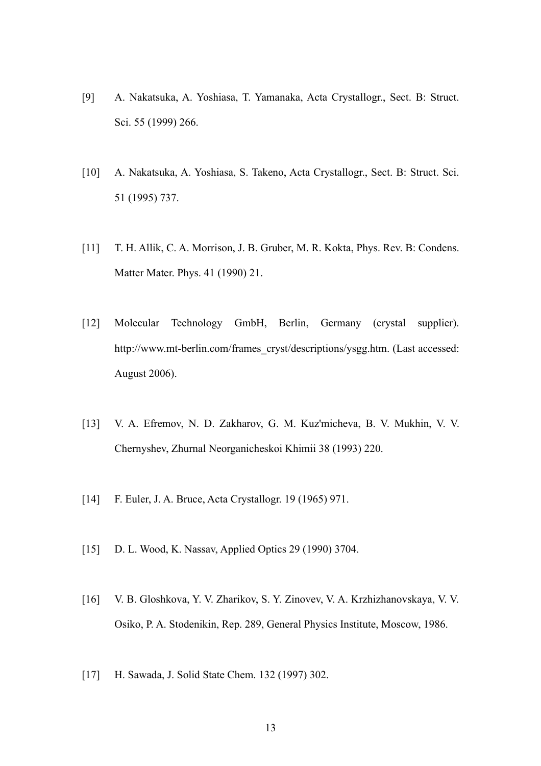[9] A. Nakatsuka, A. Yoshiasa, T. Yamanaka, Acta Crystallogr., Sect. B: Struct. Sci. 55 (1999) 266.

[10] A. Nakatsuka, A. Yoshiasa, S. Takeno, Acta Crystallogr., Sect. B: Struct. Sci. 51 (1995) 737.

[11] T. H. Allik, C. A. Morrison, J. B. Gruber, M. R. Kokta, Phys. Rev. B: Condens. Matter Mater. Phys. 41 (1990) 21.

[12] Molecular Technology GmbH, Berlin, Germany (crystal supplier). http://www.mt-berlin.com/frames_cryst/descriptions/ysgg.htm. (Last accessed: August 2006).

[13] V. A. Efremov, N. D. Zakharov, G. M. Kuz'micheva, B. V. Mukhin, V. V. Chernyshev, Zhurnal Neorganicheskoi Khimii 38 (1993) 220.

[14] F. Euler, J. A. Bruce, Acta Crystallogr. 19 (1965) 971.

[15] D. L. Wood, K. Nassav, Applied Optics 29 (1990) 3704.

[16] V. B. Gloshkova, Y. V. Zharikov, S. Y. Zinovev, V. A. Krzhizhanovskaya, V. V. Osiko, P. A. Stodenikin, Rep. 289, General Physics Institute, Moscow, 1986.

[17] H. Sawada, J. Solid State Chem. 132 (1997) 302.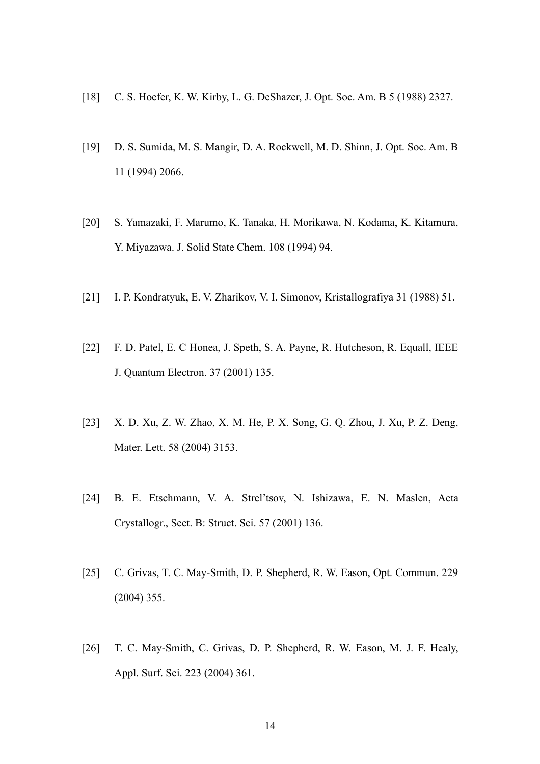[18] C. S. Hoefer, K. W. Kirby, L. G. DeShazer, J. Opt. Soc. Am. B 5 (1988) 2327.

[19] D. S. Sumida, M. S. Mangir, D. A. Rockwell, M. D. Shinn, J. Opt. Soc. Am. B 11 (1994) 2066.

[20] S. Yamazaki, F. Marumo, K. Tanaka, H. Morikawa, N. Kodama, K. Kitamura, Y. Miyazawa. J. Solid State Chem. 108 (1994) 94.

[21] I. P. Kondratyuk, E. V. Zharikov, V. I. Simonov, Kristallografiya 31 (1988) 51.

[22] F. D. Patel, E. C Honea, J. Speth, S. A. Payne, R. Hutcheson, R. Equall, IEEE J. Quantum Electron. 37 (2001) 135.

[23] X. D. Xu, Z. W. Zhao, X. M. He, P. X. Song, G. Q. Zhou, J. Xu, P. Z. Deng, Mater. Lett. 58 (2004) 3153.

[24] B. E. Etschmann, V. A. Strel'tsov, N. Ishizawa, E. N. Maslen, Acta Crystallogr., Sect. B: Struct. Sci. 57 (2001) 136.

[25] C. Grivas, T. C. May-Smith, D. P. Shepherd, R. W. Eason, Opt. Commun. 229 (2004) 355.

[26] T. C. May-Smith, C. Grivas, D. P. Shepherd, R. W. Eason, M. J. F. Healy, Appl. Surf. Sci. 223 (2004) 361.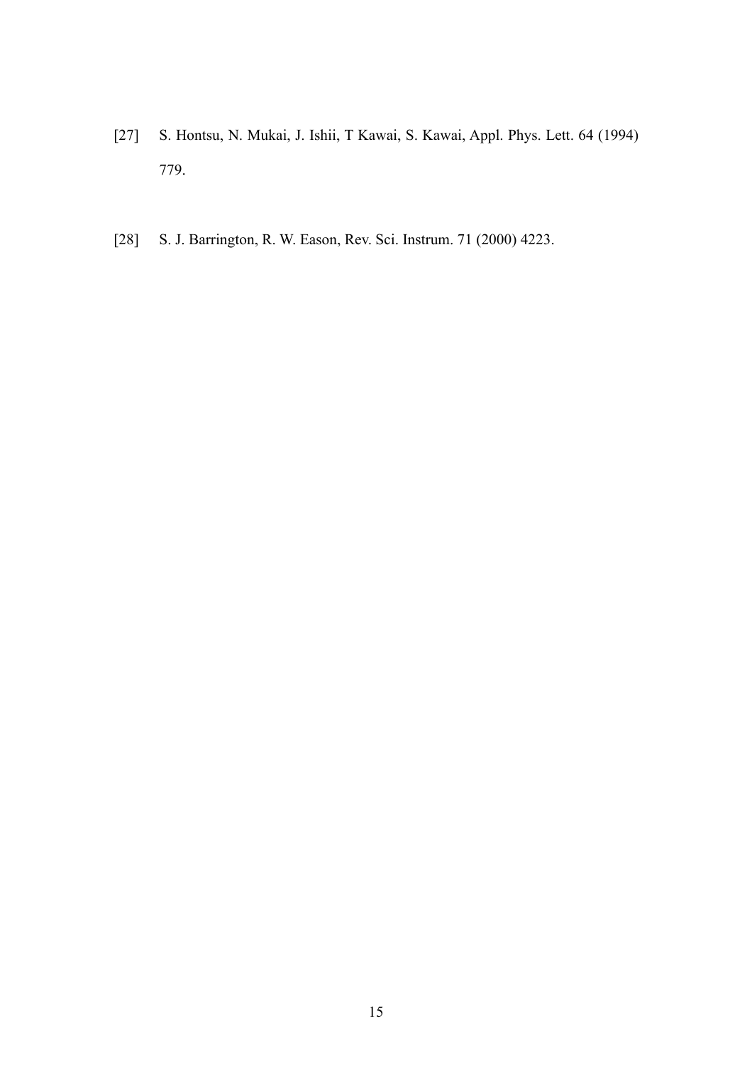[27] S. Hontsu, N. Mukai, J. Ishii, T Kawai, S. Kawai, Appl. Phys. Lett. 64 (1994) 779.

[28] S. J. Barrington, R. W. Eason, Rev. Sci. Instrum. 71 (2000) 4223.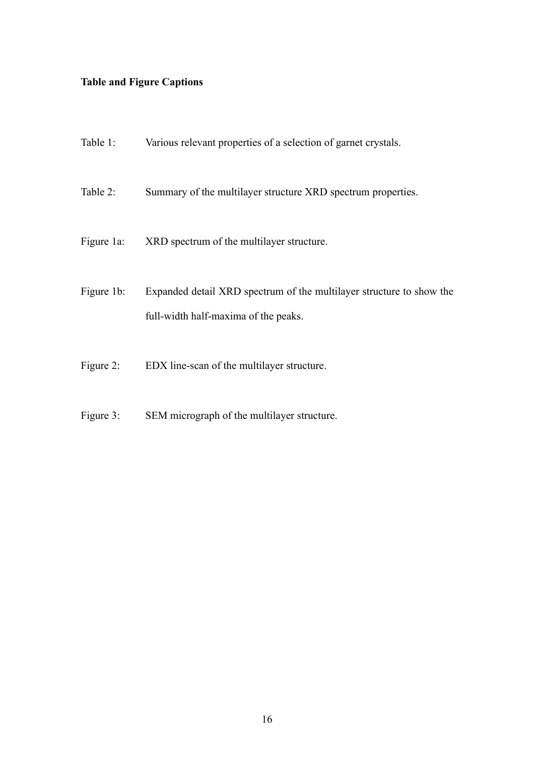**Table and Figure Captions**

Table 1: Various relevant properties of a selection of garnet crystals.

Table 2: Summary of the multilayer structure XRD spectrum properties.

Figure 1a: XRD spectrum of the multilayer structure.

Figure 1b: Expanded detail XRD spectrum of the multilayer structure to show the full-width half-maxima of the peaks.

Figure 2: EDX line-scan of the multilayer structure.

Figure 3: SEM micrograph of the multilayer structure.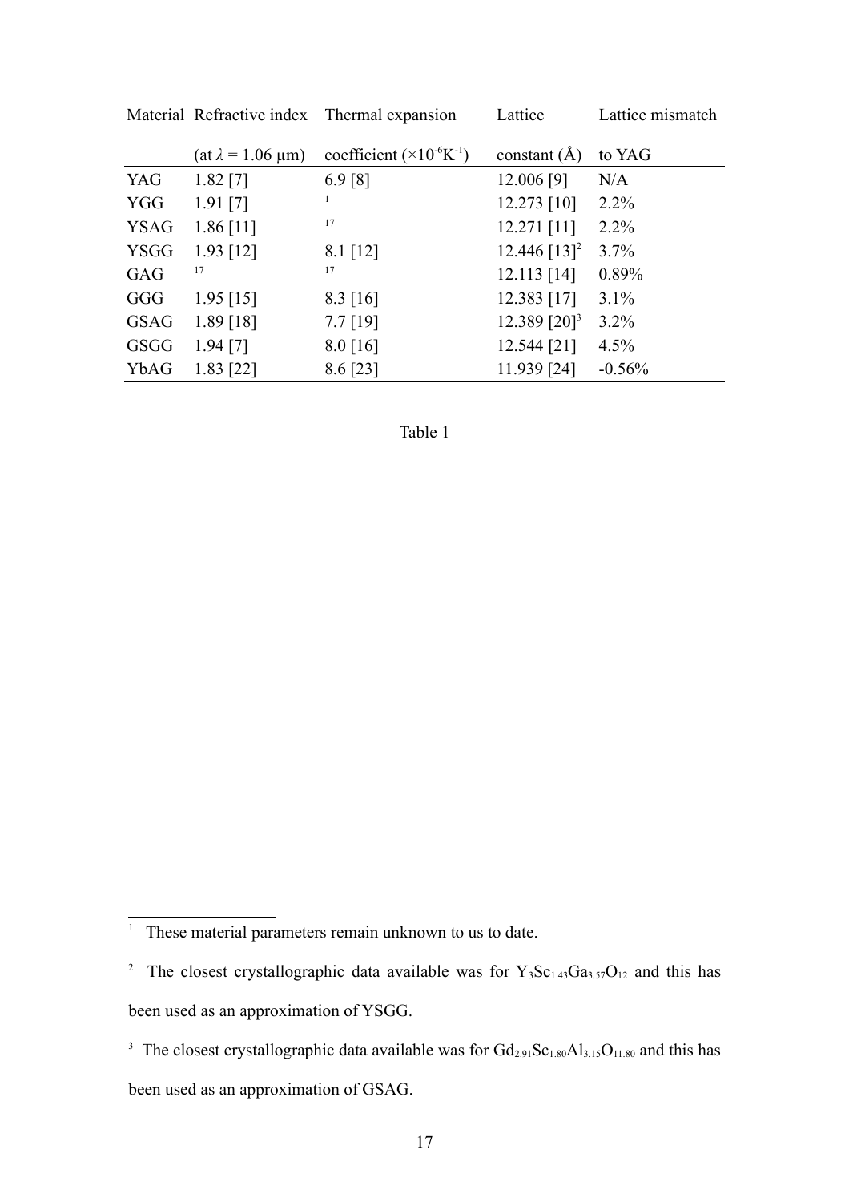| Material | Refractive index (at $\lambda = 1.06$ μm) | Thermal expansion coefficient ($\times 10^{-6} K^{-1}$) | Lattice constant (Å) | Lattice mismatch to YAG |
|---|---|---|---|---|
| YAG | 1.82 [7] | 6.9 [8] | 12.006 [9] | N/A |
| YGG | 1.91 [7] | [1] | 12.273 [10] | 2.2% |
| YSAG | 1.86 [11] | [17] | 12.271 [11] | 2.2% |
| YSGG | 1.93 [12] | 8.1 [12] | 12.446 [13][2] | 3.7% |
| GAG | [17] | [17] | 12.113 [14] | 0.89% |
| GGG | 1.95 [15] | 8.3 [16] | 12.383 [17] | 3.1% |
| GSAG | 1.89 [18] | 7.7 [19] | 12.389 [20][3] | 3.2% |
| GSGG | 1.94 [7] | 8.0 [16] | 12.544 [21] | 4.5% |
| YbAG | 1.83 [22] | 8.6 [23] | 11.939 [24] | -0.56% |

Table 1

[1] These material parameters remain unknown to us to date.

[2] The closest crystallographic data available was for $Y_3Sc_{1.43}Ga_{3.57}O_{12}$ and this has been used as an approximation of YSGG.

[3] The closest crystallographic data available was for $Gd_{2.91}Sc_{1.80}Al_{3.15}O_{11.80}$ and this has been used as an approximation of GSAG.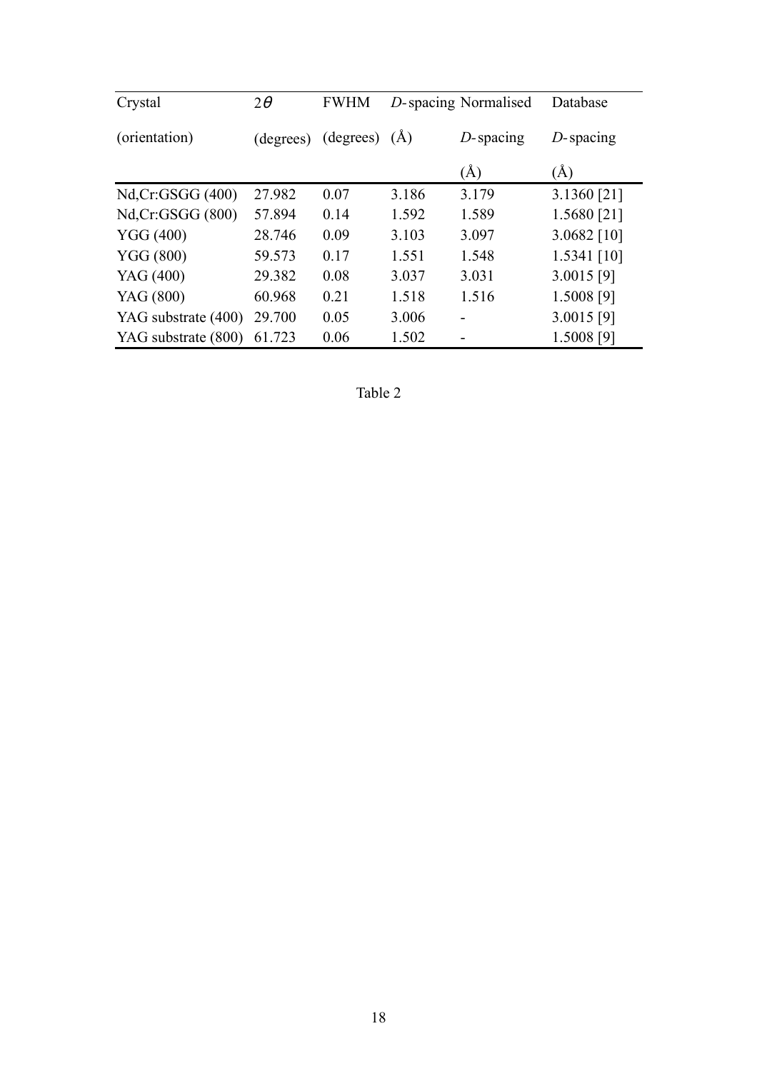| Crystal (orientation) | $2\theta$ (degrees) | FWHM (degrees) | *D*-spacing (Å) | Normalised *D*-spacing (Å) | Database *D*-spacing (Å) |
|---|---|---|---|---|---|
| Nd,Cr:GSGG (400) | 27.982 | 0.07 | 3.186 | 3.179 | 3.1360 [21] |
| Nd,Cr:GSGG (800) | 57.894 | 0.14 | 1.592 | 1.589 | 1.5680 [21] |
| YGG (400) | 28.746 | 0.09 | 3.103 | 3.097 | 3.0682 [10] |
| YGG (800) | 59.573 | 0.17 | 1.551 | 1.548 | 1.5341 [10] |
| YAG (400) | 29.382 | 0.08 | 3.037 | 3.031 | 3.0015 [9] |
| YAG (800) | 60.968 | 0.21 | 1.518 | 1.516 | 1.5008 [9] |
| YAG substrate (400) | 29.700 | 0.05 | 3.006 | - | 3.0015 [9] |
| YAG substrate (800) | 61.723 | 0.06 | 1.502 | - | 1.5008 [9] |

Table 2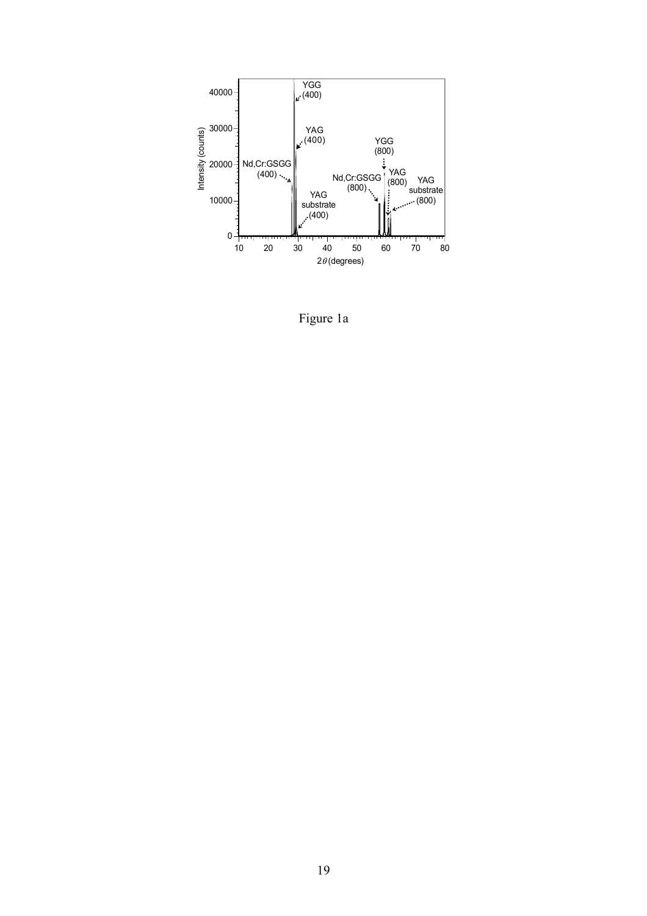Figure 1a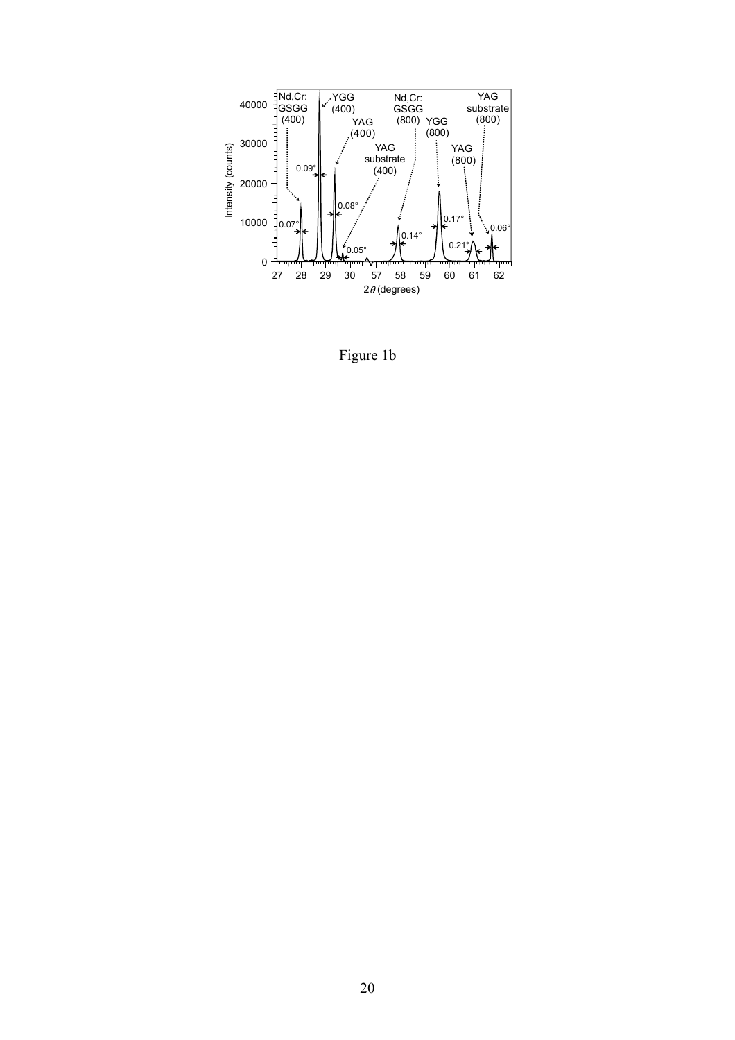Figure 1b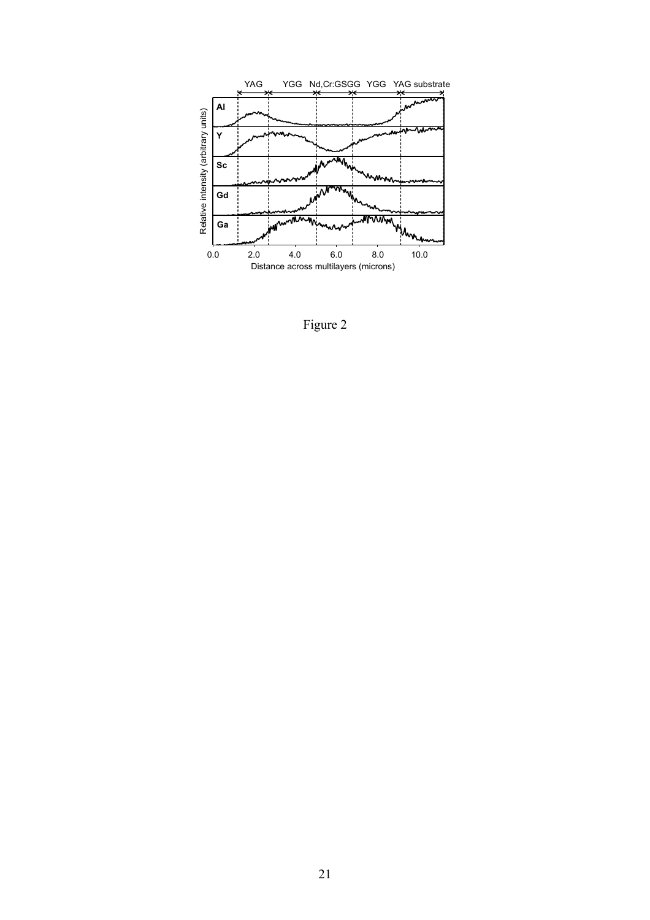Figure 2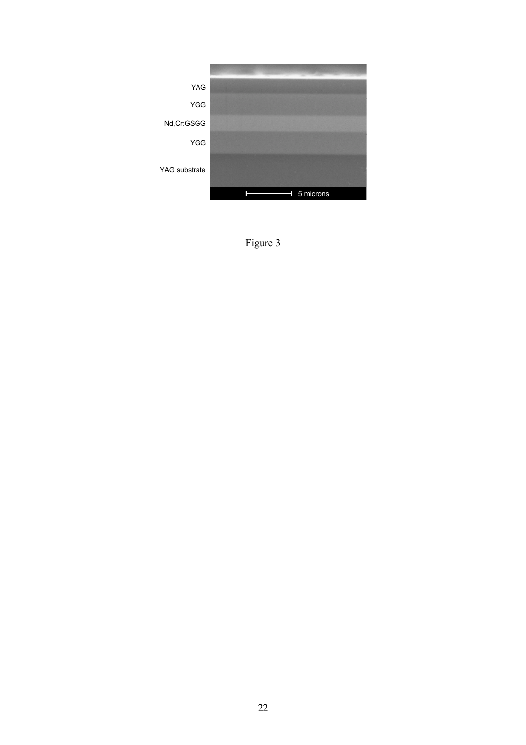YAG

YGG

Nd,Cr:GSGG

YGG

YAG substrate

5 microns

Figure 3